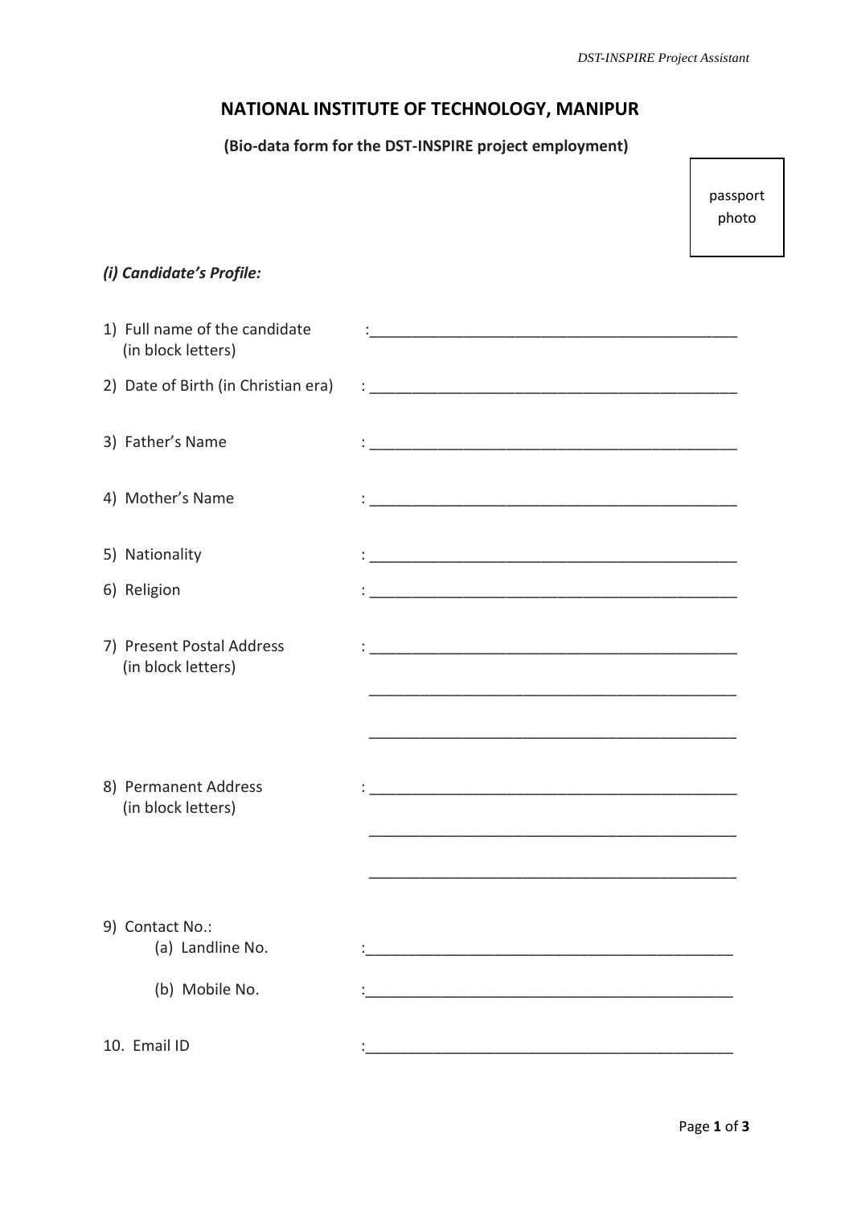# NATIONAL INSTITUTE OF TECHNOLOGY, MANIPUR

**(Bio-data form for the DST-INSPIRE project employment)**

passport photo

***(i) Candidate's Profile:***

1) Full name of the candidate (in block letters) :_____________________________________________

2) Date of Birth (in Christian era) : _____________________________________________

3) Father's Name : _____________________________________________

4) Mother's Name : _____________________________________________

5) Nationality : _____________________________________________

6) Religion : _____________________________________________

7) Present Postal Address (in block letters) : _____________________________________________

_____________________________________________

_____________________________________________

8) Permanent Address (in block letters) : _____________________________________________

_____________________________________________

_____________________________________________

9) Contact No.:
   (a) Landline No. :_____________________________________________

   (b) Mobile No. :_____________________________________________

10. Email ID :_____________________________________________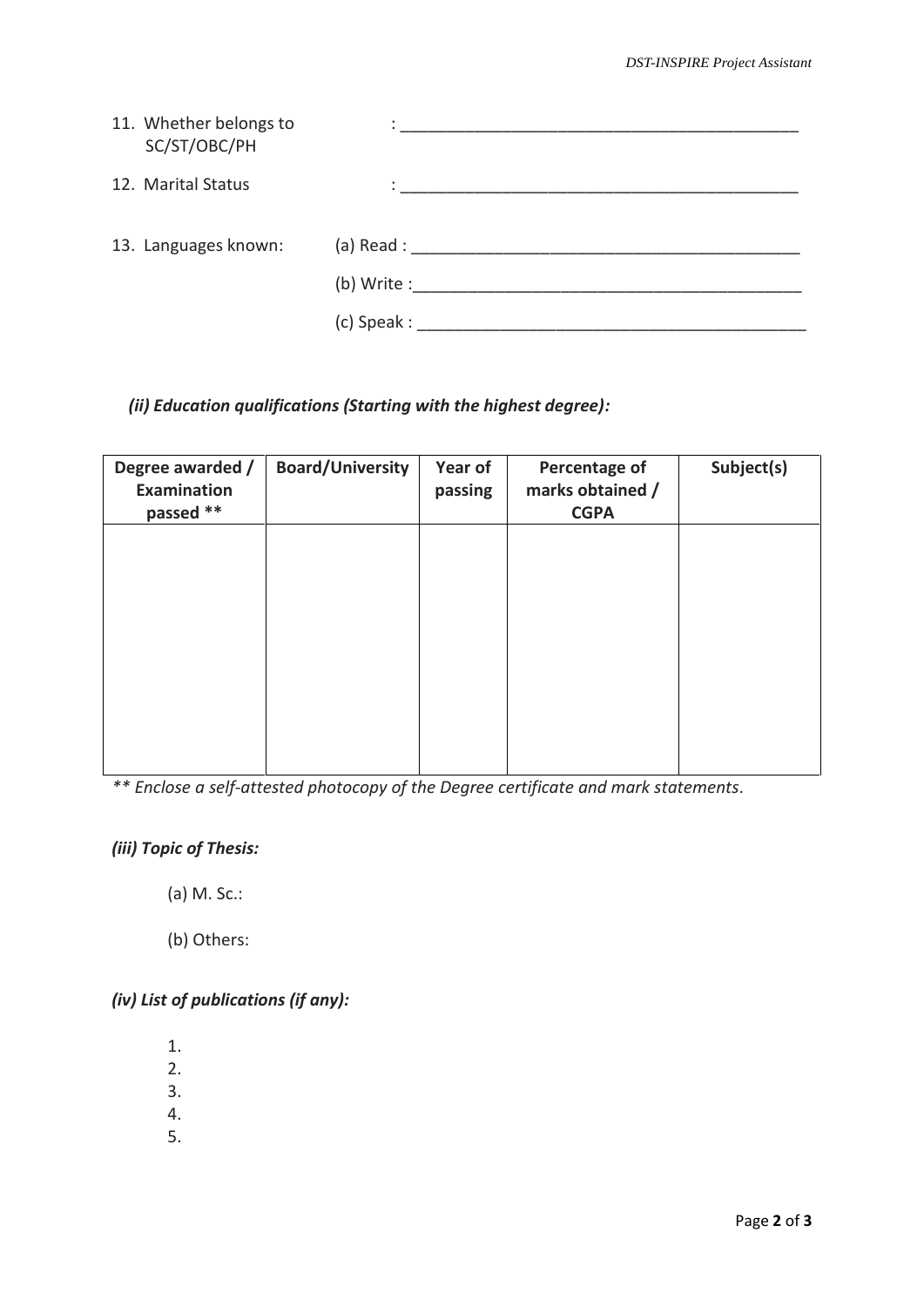11. Whether belongs to SC/ST/OBC/PH : ____________________________________________

12. Marital Status : ____________________________________________

13. Languages known: (a) Read : ___________________________________________

    (b) Write :____________________________________________

    (c) Speak : ____________________________________________

***(ii) Education qualifications (Starting with the highest degree):***

| **Degree awarded / Examination passed \*\*** | **Board/University** | **Year of passing** | **Percentage of marks obtained / CGPA** | **Subject(s)** |
|---|---|---|---|---|
| | | | | |

*\*\* Enclose a self-attested photocopy of the Degree certificate and mark statements.*

***(iii) Topic of Thesis:***

(a) M. Sc.:

(b) Others:

***(iv) List of publications (if any):***

1.
2.
3.
4.
5.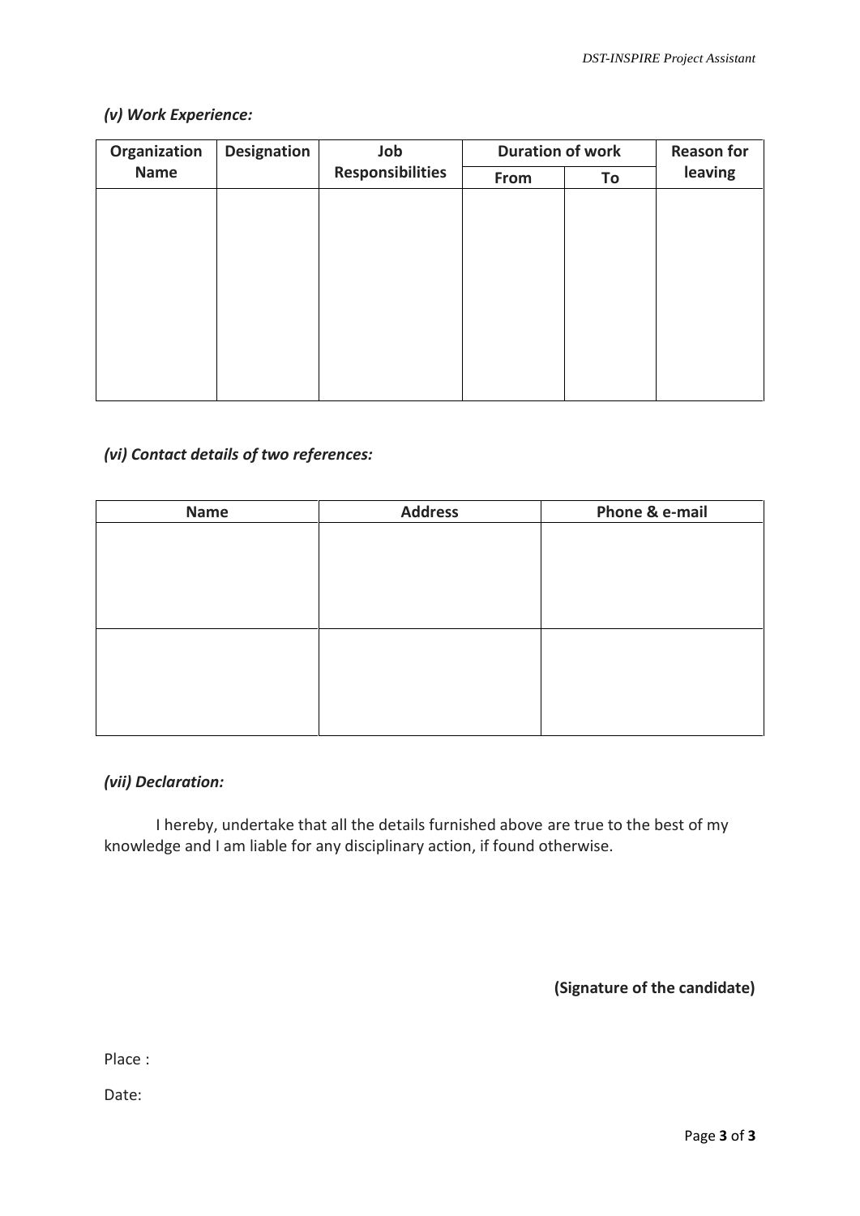*(v) Work Experience:*

| Organization Name | Designation | Job Responsibilities | Duration of work | | Reason for leaving |
|---|---|---|---|---|---|
| | | | From | To | |
| | | | | | |

*(vi) Contact details of two references:*

| Name | Address | Phone & e-mail |
|---|---|---|
| | | |
| | | |

*(vii) Declaration:*

I hereby, undertake that all the details furnished above are true to the best of my knowledge and I am liable for any disciplinary action, if found otherwise.

**(Signature of the candidate)**

Place :

Date: